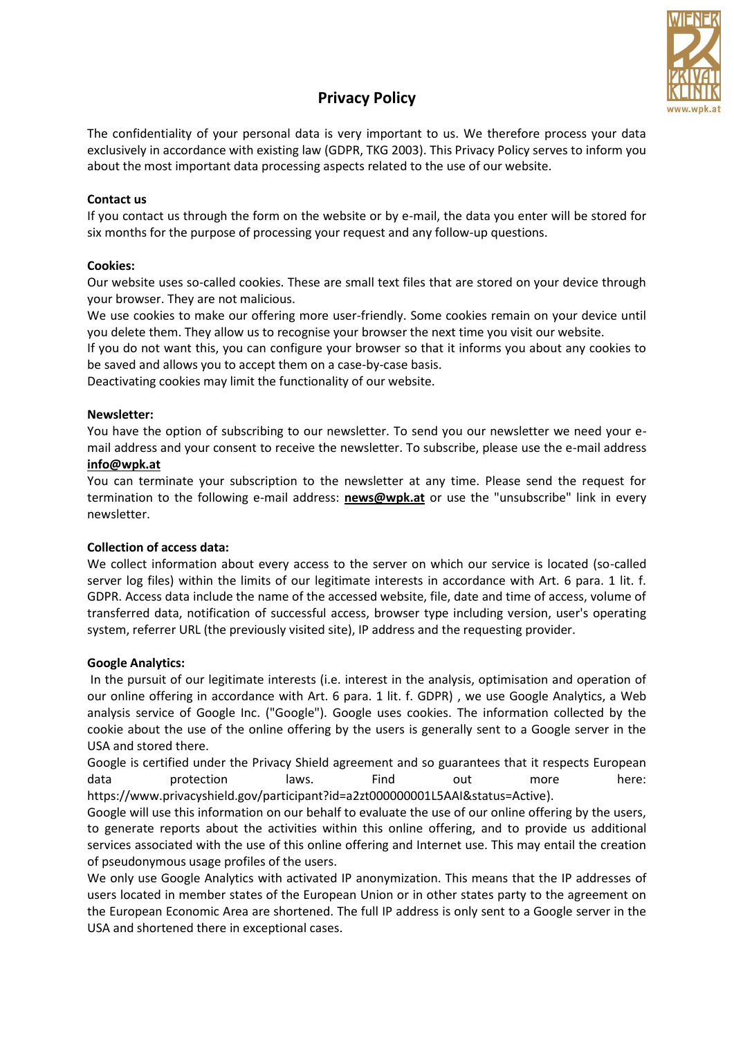# Privacy Policy

The confidentiality of your personal data is very important to us. We therefore process your data exclusively in accordance with existing law (GDPR, TKG 2003). This Privacy Policy serves to inform you about the most important data processing aspects related to the use of our website.

**Contact us**

If you contact us through the form on the website or by e-mail, the data you enter will be stored for six months for the purpose of processing your request and any follow-up questions.

**Cookies:**

Our website uses so-called cookies. These are small text files that are stored on your device through your browser. They are not malicious.

We use cookies to make our offering more user-friendly. Some cookies remain on your device until you delete them. They allow us to recognise your browser the next time you visit our website.

If you do not want this, you can configure your browser so that it informs you about any cookies to be saved and allows you to accept them on a case-by-case basis.

Deactivating cookies may limit the functionality of our website.

**Newsletter:**

You have the option of subscribing to our newsletter. To send you our newsletter we need your e-mail address and your consent to receive the newsletter. To subscribe, please use the e-mail address **info@wpk.at**

You can terminate your subscription to the newsletter at any time. Please send the request for termination to the following e-mail address: **news@wpk.at** or use the "unsubscribe" link in every newsletter.

**Collection of access data:**

We collect information about every access to the server on which our service is located (so-called server log files) within the limits of our legitimate interests in accordance with Art. 6 para. 1 lit. f. GDPR. Access data include the name of the accessed website, file, date and time of access, volume of transferred data, notification of successful access, browser type including version, user's operating system, referrer URL (the previously visited site), IP address and the requesting provider.

**Google Analytics:**

In the pursuit of our legitimate interests (i.e. interest in the analysis, optimisation and operation of our online offering in accordance with Art. 6 para. 1 lit. f. GDPR) , we use Google Analytics, a Web analysis service of Google Inc. ("Google"). Google uses cookies. The information collected by the cookie about the use of the online offering by the users is generally sent to a Google server in the USA and stored there.

Google is certified under the Privacy Shield agreement and so guarantees that it respects European data protection laws. Find out more here: https://www.privacyshield.gov/participant?id=a2zt000000001L5AAI&status=Active).

Google will use this information on our behalf to evaluate the use of our online offering by the users, to generate reports about the activities within this online offering, and to provide us additional services associated with the use of this online offering and Internet use. This may entail the creation of pseudonymous usage profiles of the users.

We only use Google Analytics with activated IP anonymization. This means that the IP addresses of users located in member states of the European Union or in other states party to the agreement on the European Economic Area are shortened. The full IP address is only sent to a Google server in the USA and shortened there in exceptional cases.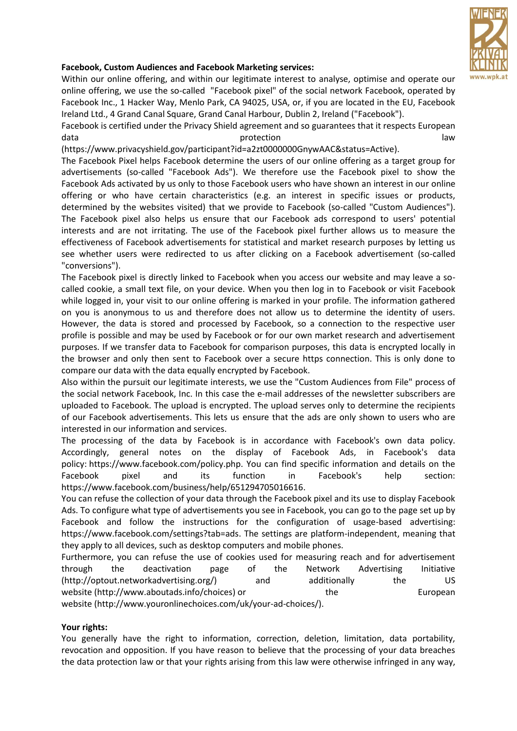**Facebook, Custom Audiences and Facebook Marketing services:**

Within our online offering, and within our legitimate interest to analyse, optimise and operate our online offering, we use the so-called "Facebook pixel" of the social network Facebook, operated by Facebook Inc., 1 Hacker Way, Menlo Park, CA 94025, USA, or, if you are located in the EU, Facebook Ireland Ltd., 4 Grand Canal Square, Grand Canal Harbour, Dublin 2, Ireland ("Facebook").

Facebook is certified under the Privacy Shield agreement and so guarantees that it respects European data protection law (https://www.privacyshield.gov/participant?id=a2zt0000000GnywAAC&status=Active).

The Facebook Pixel helps Facebook determine the users of our online offering as a target group for advertisements (so-called "Facebook Ads"). We therefore use the Facebook pixel to show the Facebook Ads activated by us only to those Facebook users who have shown an interest in our online offering or who have certain characteristics (e.g. an interest in specific issues or products, determined by the websites visited) that we provide to Facebook (so-called "Custom Audiences"). The Facebook pixel also helps us ensure that our Facebook ads correspond to users' potential interests and are not irritating. The use of the Facebook pixel further allows us to measure the effectiveness of Facebook advertisements for statistical and market research purposes by letting us see whether users were redirected to us after clicking on a Facebook advertisement (so-called "conversions").

The Facebook pixel is directly linked to Facebook when you access our website and may leave a so-called cookie, a small text file, on your device. When you then log in to Facebook or visit Facebook while logged in, your visit to our online offering is marked in your profile. The information gathered on you is anonymous to us and therefore does not allow us to determine the identity of users. However, the data is stored and processed by Facebook, so a connection to the respective user profile is possible and may be used by Facebook or for our own market research and advertisement purposes. If we transfer data to Facebook for comparison purposes, this data is encrypted locally in the browser and only then sent to Facebook over a secure https connection. This is only done to compare our data with the data equally encrypted by Facebook.

Also within the pursuit our legitimate interests, we use the "Custom Audiences from File" process of the social network Facebook, Inc. In this case the e-mail addresses of the newsletter subscribers are uploaded to Facebook. The upload is encrypted. The upload serves only to determine the recipients of our Facebook advertisements. This lets us ensure that the ads are only shown to users who are interested in our information and services.

The processing of the data by Facebook is in accordance with Facebook's own data policy. Accordingly, general notes on the display of Facebook Ads, in Facebook's data policy: https://www.facebook.com/policy.php. You can find specific information and details on the Facebook pixel and its function in Facebook's help section: https://www.facebook.com/business/help/651294705016616.

You can refuse the collection of your data through the Facebook pixel and its use to display Facebook Ads. To configure what type of advertisements you see in Facebook, you can go to the page set up by Facebook and follow the instructions for the configuration of usage-based advertising: https://www.facebook.com/settings?tab=ads. The settings are platform-independent, meaning that they apply to all devices, such as desktop computers and mobile phones.

Furthermore, you can refuse the use of cookies used for measuring reach and for advertisement through the deactivation page of the Network Advertising Initiative (http://optout.networkadvertising.org/) and additionally the US website (http://www.aboutads.info/choices) or the European website (http://www.youronlinechoices.com/uk/your-ad-choices/).

**Your rights:**

You generally have the right to information, correction, deletion, limitation, data portability, revocation and opposition. If you have reason to believe that the processing of your data breaches the data protection law or that your rights arising from this law were otherwise infringed in any way,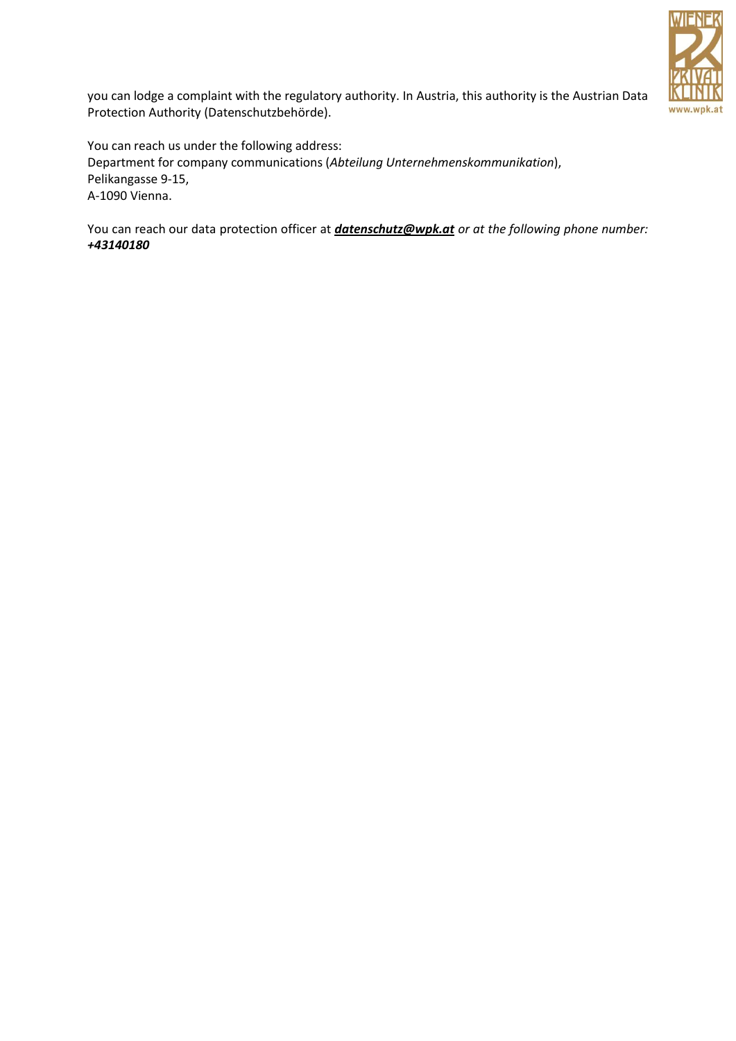you can lodge a complaint with the regulatory authority. In Austria, this authority is the Austrian Data Protection Authority (Datenschutzbehörde).

You can reach us under the following address:
Department for company communications (*Abteilung Unternehmenskommunikation*),
Pelikangasse 9-15,
A-1090 Vienna.

You can reach our data protection officer at ***datenschutz@wpk.at*** *or at the following phone number:* ***+43140180***